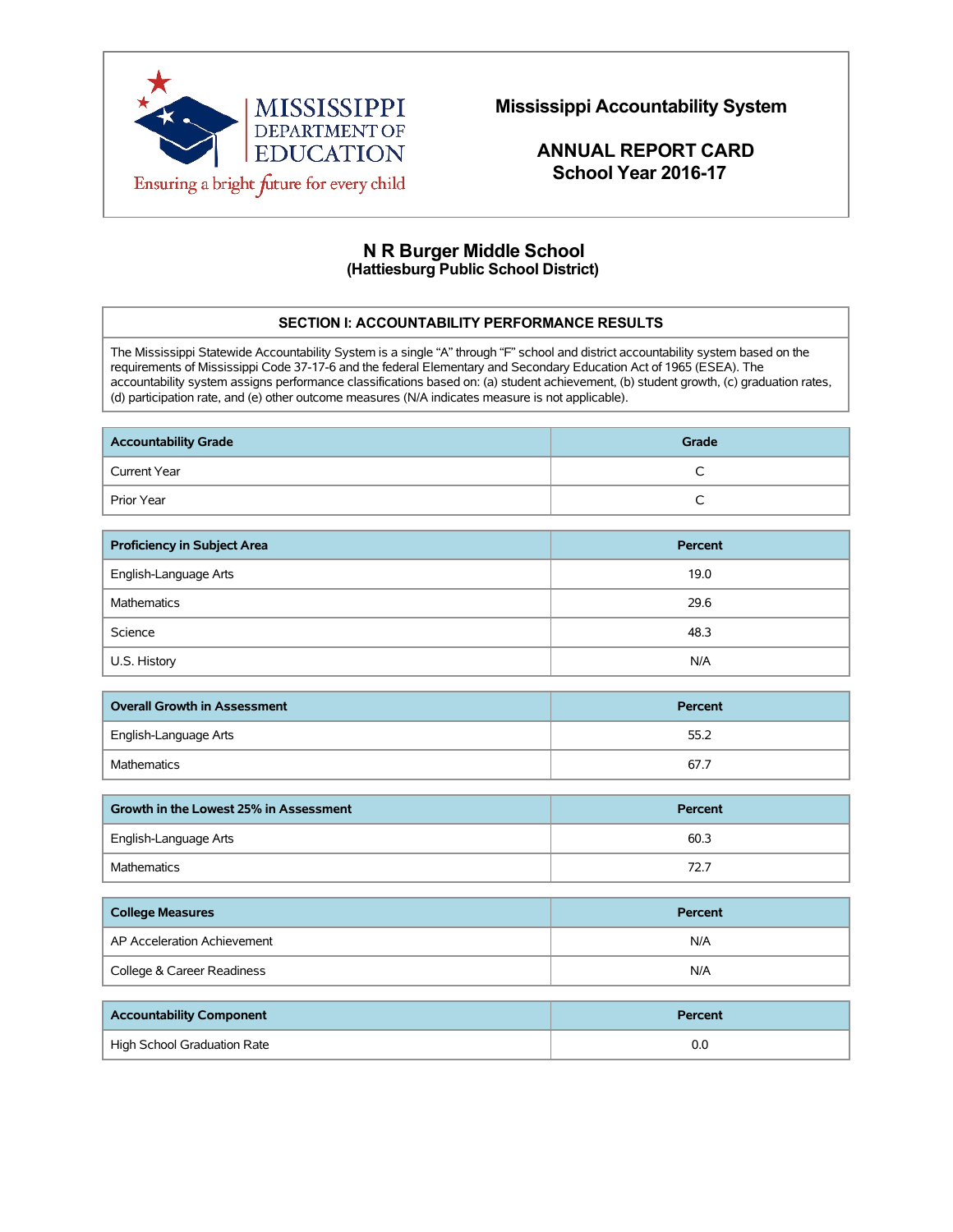MISSISSIPPI DEPARTMENT OF EDUCATION

Ensuring a bright future for every child

# Mississippi Accountability System

## ANNUAL REPORT CARD
## School Year 2016-17

# N R Burger Middle School
### (Hattiesburg Public School District)

**SECTION I: ACCOUNTABILITY PERFORMANCE RESULTS**

The Mississippi Statewide Accountability System is a single "A" through "F" school and district accountability system based on the requirements of Mississippi Code 37-17-6 and the federal Elementary and Secondary Education Act of 1965 (ESEA). The accountability system assigns performance classifications based on: (a) student achievement, (b) student growth, (c) graduation rates, (d) participation rate, and (e) other outcome measures (N/A indicates measure is not applicable).

| Accountability Grade | Grade |
|---|---|
| Current Year | C |
| Prior Year | C |

| Proficiency in Subject Area | Percent |
|---|---|
| English-Language Arts | 19.0 |
| Mathematics | 29.6 |
| Science | 48.3 |
| U.S. History | N/A |

| Overall Growth in Assessment | Percent |
|---|---|
| English-Language Arts | 55.2 |
| Mathematics | 67.7 |

| Growth in the Lowest 25% in Assessment | Percent |
|---|---|
| English-Language Arts | 60.3 |
| Mathematics | 72.7 |

| College Measures | Percent |
|---|---|
| AP Acceleration Achievement | N/A |
| College & Career Readiness | N/A |

| Accountability Component | Percent |
|---|---|
| High School Graduation Rate | 0.0 |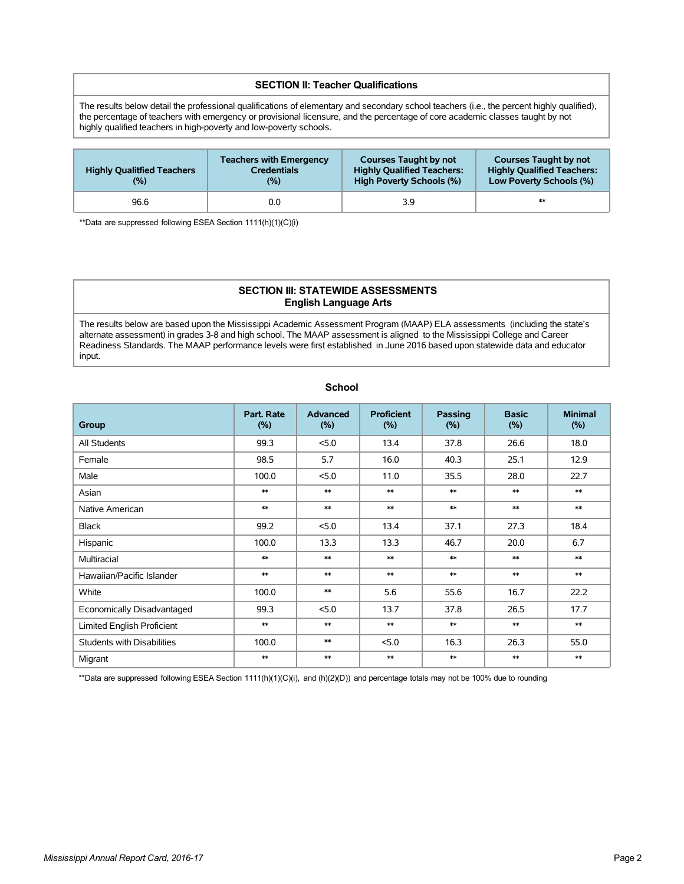## SECTION II: Teacher Qualifications

The results below detail the professional qualifications of elementary and secondary school teachers (i.e., the percent highly qualified), the percentage of teachers with emergency or provisional licensure, and the percentage of core academic classes taught by not highly qualified teachers in high-poverty and low-poverty schools.

| Highly Qualitfied Teachers (%) | Teachers with Emergency Credentials (%) | Courses Taught by not Highly Qualified Teachers: High Poverty Schools (%) | Courses Taught by not Highly Qualified Teachers: Low Poverty Schools (%) |
|---|---|---|---|
| 96.6 | 0.0 | 3.9 | ** |

**Data are suppressed following ESEA Section 1111(h)(1)(C)(i)

## SECTION III: STATEWIDE ASSESSMENTS
### English Language Arts

The results below are based upon the Mississippi Academic Assessment Program (MAAP) ELA assessments (including the state's alternate assessment) in grades 3-8 and high school. The MAAP assessment is aligned to the Mississippi College and Career Readiness Standards. The MAAP performance levels were first established in June 2016 based upon statewide data and educator input.

**School**

| Group | Part. Rate (%) | Advanced (%) | Proficient (%) | Passing (%) | Basic (%) | Minimal (%) |
|---|---|---|---|---|---|---|
| All Students | 99.3 | <5.0 | 13.4 | 37.8 | 26.6 | 18.0 |
| Female | 98.5 | 5.7 | 16.0 | 40.3 | 25.1 | 12.9 |
| Male | 100.0 | <5.0 | 11.0 | 35.5 | 28.0 | 22.7 |
| Asian | ** | ** | ** | ** | ** | ** |
| Native American | ** | ** | ** | ** | ** | ** |
| Black | 99.2 | <5.0 | 13.4 | 37.1 | 27.3 | 18.4 |
| Hispanic | 100.0 | 13.3 | 13.3 | 46.7 | 20.0 | 6.7 |
| Multiracial | ** | ** | ** | ** | ** | ** |
| Hawaiian/Pacific Islander | ** | ** | ** | ** | ** | ** |
| White | 100.0 | ** | 5.6 | 55.6 | 16.7 | 22.2 |
| Economically Disadvantaged | 99.3 | <5.0 | 13.7 | 37.8 | 26.5 | 17.7 |
| Limited English Proficient | ** | ** | ** | ** | ** | ** |
| Students with Disabilities | 100.0 | ** | <5.0 | 16.3 | 26.3 | 55.0 |
| Migrant | ** | ** | ** | ** | ** | ** |

**Data are suppressed following ESEA Section 1111(h)(1)(C)(i), and (h)(2)(D)) and percentage totals may not be 100% due to rounding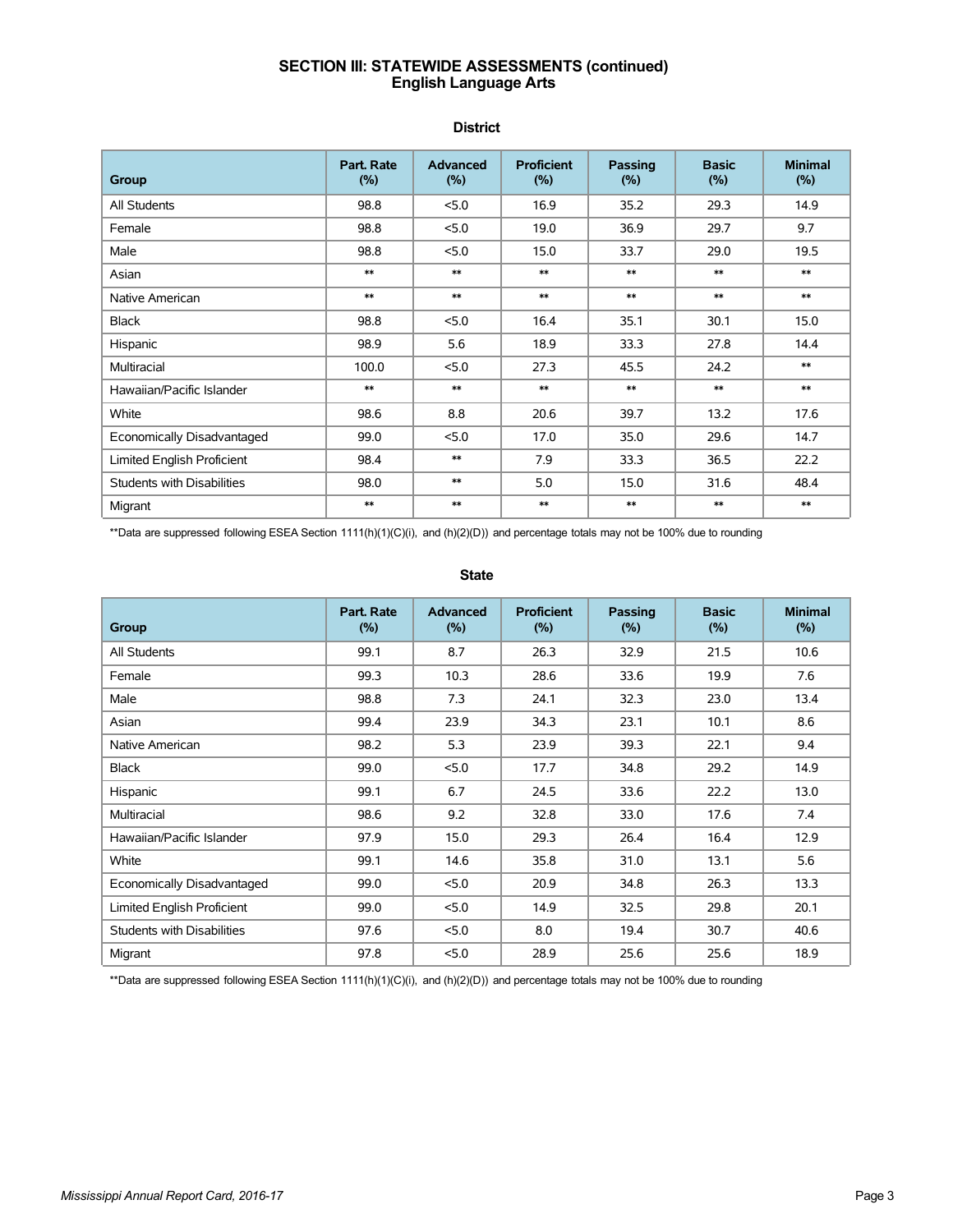# SECTION III: STATEWIDE ASSESSMENTS (continued)
## English Language Arts

### District

| Group | Part. Rate (%) | Advanced (%) | Proficient (%) | Passing (%) | Basic (%) | Minimal (%) |
|---|---|---|---|---|---|---|
| All Students | 98.8 | <5.0 | 16.9 | 35.2 | 29.3 | 14.9 |
| Female | 98.8 | <5.0 | 19.0 | 36.9 | 29.7 | 9.7 |
| Male | 98.8 | <5.0 | 15.0 | 33.7 | 29.0 | 19.5 |
| Asian | ** | ** | ** | ** | ** | ** |
| Native American | ** | ** | ** | ** | ** | ** |
| Black | 98.8 | <5.0 | 16.4 | 35.1 | 30.1 | 15.0 |
| Hispanic | 98.9 | 5.6 | 18.9 | 33.3 | 27.8 | 14.4 |
| Multiracial | 100.0 | <5.0 | 27.3 | 45.5 | 24.2 | ** |
| Hawaiian/Pacific Islander | ** | ** | ** | ** | ** | ** |
| White | 98.6 | 8.8 | 20.6 | 39.7 | 13.2 | 17.6 |
| Economically Disadvantaged | 99.0 | <5.0 | 17.0 | 35.0 | 29.6 | 14.7 |
| Limited English Proficient | 98.4 | ** | 7.9 | 33.3 | 36.5 | 22.2 |
| Students with Disabilities | 98.0 | ** | 5.0 | 15.0 | 31.6 | 48.4 |
| Migrant | ** | ** | ** | ** | ** | ** |

**Data are suppressed following ESEA Section 1111(h)(1)(C)(i), and (h)(2)(D)) and percentage totals may not be 100% due to rounding

### State

| Group | Part. Rate (%) | Advanced (%) | Proficient (%) | Passing (%) | Basic (%) | Minimal (%) |
|---|---|---|---|---|---|---|
| All Students | 99.1 | 8.7 | 26.3 | 32.9 | 21.5 | 10.6 |
| Female | 99.3 | 10.3 | 28.6 | 33.6 | 19.9 | 7.6 |
| Male | 98.8 | 7.3 | 24.1 | 32.3 | 23.0 | 13.4 |
| Asian | 99.4 | 23.9 | 34.3 | 23.1 | 10.1 | 8.6 |
| Native American | 98.2 | 5.3 | 23.9 | 39.3 | 22.1 | 9.4 |
| Black | 99.0 | <5.0 | 17.7 | 34.8 | 29.2 | 14.9 |
| Hispanic | 99.1 | 6.7 | 24.5 | 33.6 | 22.2 | 13.0 |
| Multiracial | 98.6 | 9.2 | 32.8 | 33.0 | 17.6 | 7.4 |
| Hawaiian/Pacific Islander | 97.9 | 15.0 | 29.3 | 26.4 | 16.4 | 12.9 |
| White | 99.1 | 14.6 | 35.8 | 31.0 | 13.1 | 5.6 |
| Economically Disadvantaged | 99.0 | <5.0 | 20.9 | 34.8 | 26.3 | 13.3 |
| Limited English Proficient | 99.0 | <5.0 | 14.9 | 32.5 | 29.8 | 20.1 |
| Students with Disabilities | 97.6 | <5.0 | 8.0 | 19.4 | 30.7 | 40.6 |
| Migrant | 97.8 | <5.0 | 28.9 | 25.6 | 25.6 | 18.9 |

**Data are suppressed following ESEA Section 1111(h)(1)(C)(i), and (h)(2)(D)) and percentage totals may not be 100% due to rounding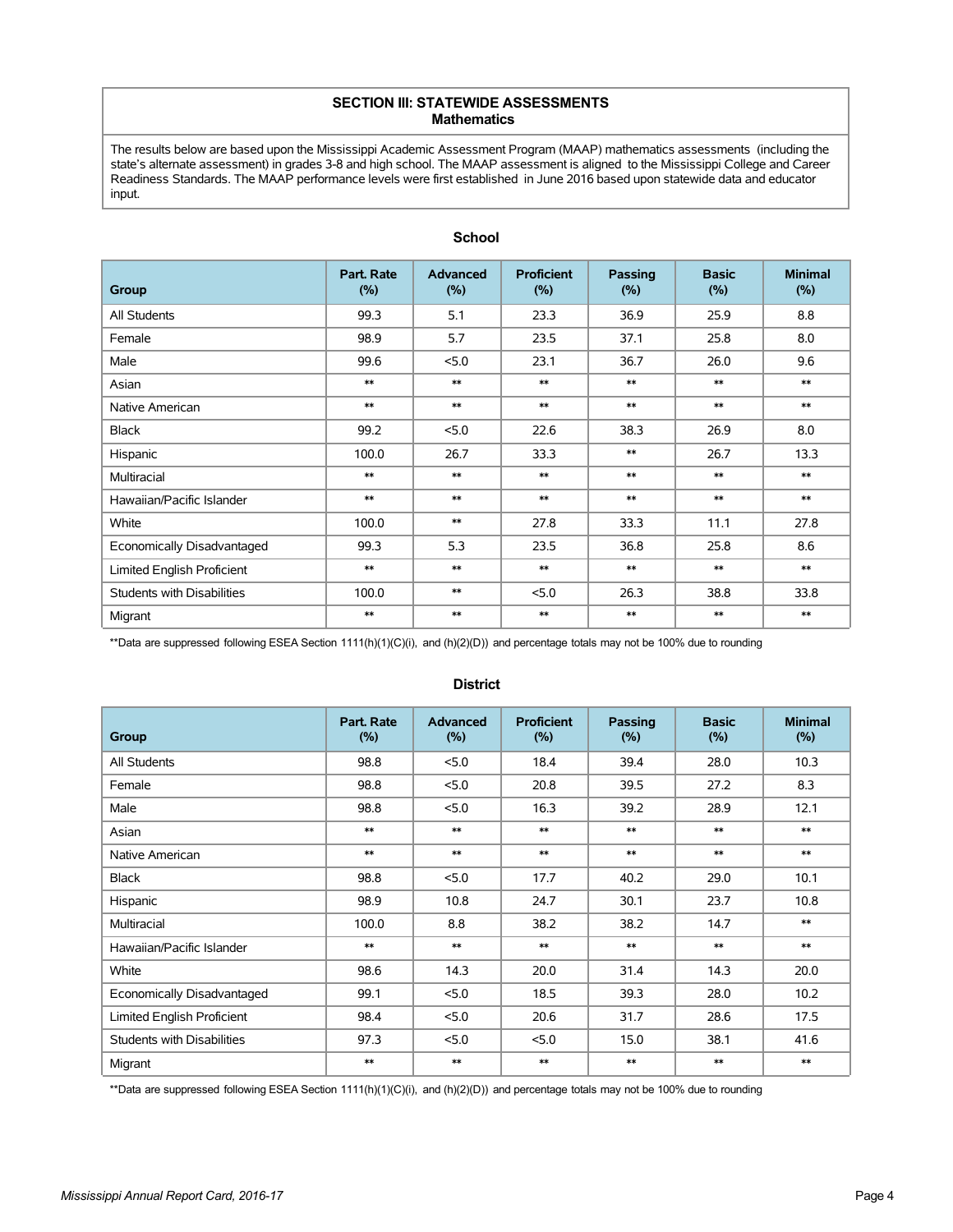**SECTION III: STATEWIDE ASSESSMENTS**
**Mathematics**

The results below are based upon the Mississippi Academic Assessment Program (MAAP) mathematics assessments (including the state's alternate assessment) in grades 3-8 and high school. The MAAP assessment is aligned to the Mississippi College and Career Readiness Standards. The MAAP performance levels were first established in June 2016 based upon statewide data and educator input.

### School

| Group | Part. Rate (%) | Advanced (%) | Proficient (%) | Passing (%) | Basic (%) | Minimal (%) |
|---|---|---|---|---|---|---|
| All Students | 99.3 | 5.1 | 23.3 | 36.9 | 25.9 | 8.8 |
| Female | 98.9 | 5.7 | 23.5 | 37.1 | 25.8 | 8.0 |
| Male | 99.6 | <5.0 | 23.1 | 36.7 | 26.0 | 9.6 |
| Asian | ** | ** | ** | ** | ** | ** |
| Native American | ** | ** | ** | ** | ** | ** |
| Black | 99.2 | <5.0 | 22.6 | 38.3 | 26.9 | 8.0 |
| Hispanic | 100.0 | 26.7 | 33.3 | ** | 26.7 | 13.3 |
| Multiracial | ** | ** | ** | ** | ** | ** |
| Hawaiian/Pacific Islander | ** | ** | ** | ** | ** | ** |
| White | 100.0 | ** | 27.8 | 33.3 | 11.1 | 27.8 |
| Economically Disadvantaged | 99.3 | 5.3 | 23.5 | 36.8 | 25.8 | 8.6 |
| Limited English Proficient | ** | ** | ** | ** | ** | ** |
| Students with Disabilities | 100.0 | ** | <5.0 | 26.3 | 38.8 | 33.8 |
| Migrant | ** | ** | ** | ** | ** | ** |

**Data are suppressed following ESEA Section 1111(h)(1)(C)(i), and (h)(2)(D)) and percentage totals may not be 100% due to rounding

### District

| Group | Part. Rate (%) | Advanced (%) | Proficient (%) | Passing (%) | Basic (%) | Minimal (%) |
|---|---|---|---|---|---|---|
| All Students | 98.8 | <5.0 | 18.4 | 39.4 | 28.0 | 10.3 |
| Female | 98.8 | <5.0 | 20.8 | 39.5 | 27.2 | 8.3 |
| Male | 98.8 | <5.0 | 16.3 | 39.2 | 28.9 | 12.1 |
| Asian | ** | ** | ** | ** | ** | ** |
| Native American | ** | ** | ** | ** | ** | ** |
| Black | 98.8 | <5.0 | 17.7 | 40.2 | 29.0 | 10.1 |
| Hispanic | 98.9 | 10.8 | 24.7 | 30.1 | 23.7 | 10.8 |
| Multiracial | 100.0 | 8.8 | 38.2 | 38.2 | 14.7 | ** |
| Hawaiian/Pacific Islander | ** | ** | ** | ** | ** | ** |
| White | 98.6 | 14.3 | 20.0 | 31.4 | 14.3 | 20.0 |
| Economically Disadvantaged | 99.1 | <5.0 | 18.5 | 39.3 | 28.0 | 10.2 |
| Limited English Proficient | 98.4 | <5.0 | 20.6 | 31.7 | 28.6 | 17.5 |
| Students with Disabilities | 97.3 | <5.0 | <5.0 | 15.0 | 38.1 | 41.6 |
| Migrant | ** | ** | ** | ** | ** | ** |

**Data are suppressed following ESEA Section 1111(h)(1)(C)(i), and (h)(2)(D)) and percentage totals may not be 100% due to rounding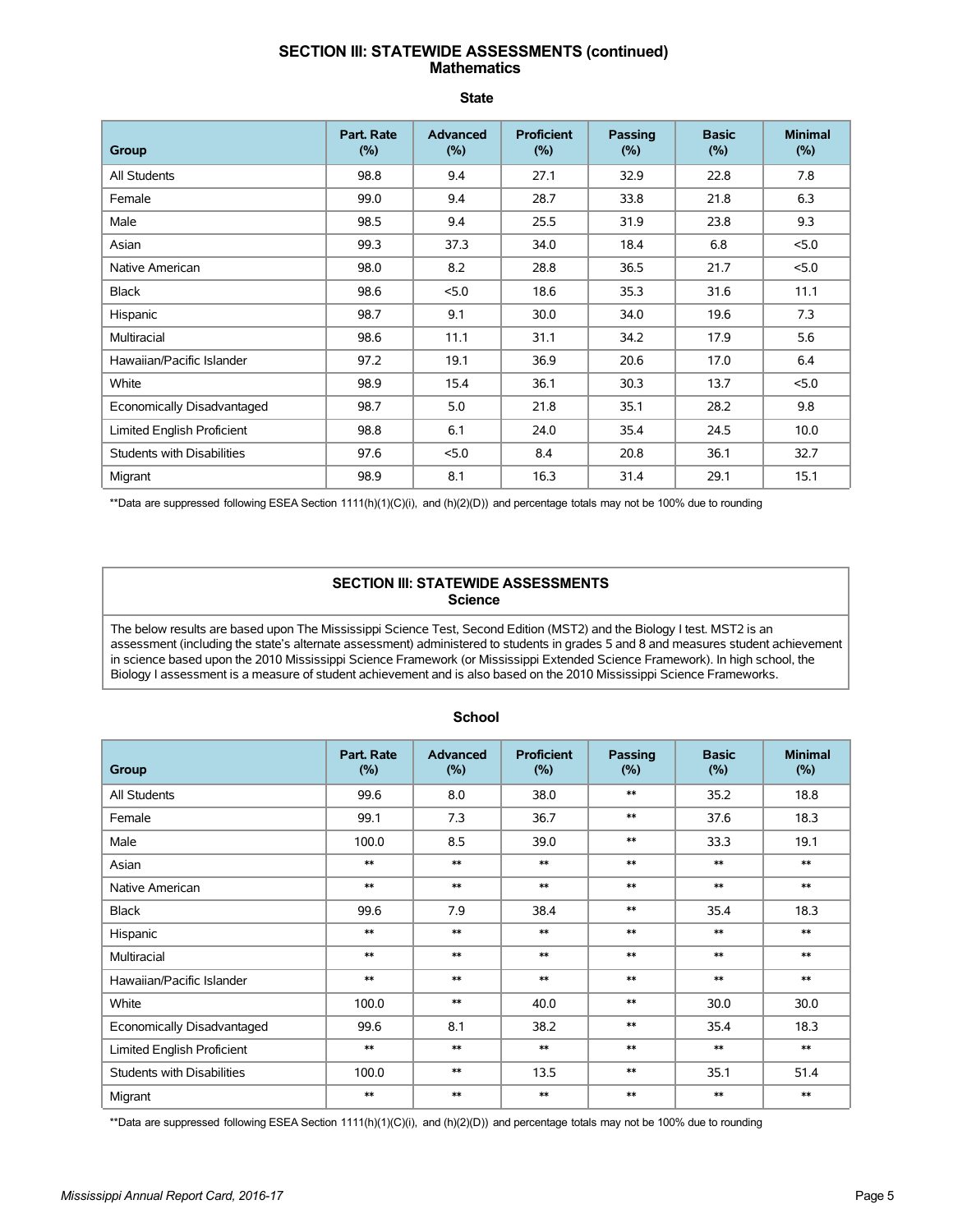## SECTION III: STATEWIDE ASSESSMENTS (continued)
### Mathematics

**State**

| Group | Part. Rate (%) | Advanced (%) | Proficient (%) | Passing (%) | Basic (%) | Minimal (%) |
|---|---|---|---|---|---|---|
| All Students | 98.8 | 9.4 | 27.1 | 32.9 | 22.8 | 7.8 |
| Female | 99.0 | 9.4 | 28.7 | 33.8 | 21.8 | 6.3 |
| Male | 98.5 | 9.4 | 25.5 | 31.9 | 23.8 | 9.3 |
| Asian | 99.3 | 37.3 | 34.0 | 18.4 | 6.8 | <5.0 |
| Native American | 98.0 | 8.2 | 28.8 | 36.5 | 21.7 | <5.0 |
| Black | 98.6 | <5.0 | 18.6 | 35.3 | 31.6 | 11.1 |
| Hispanic | 98.7 | 9.1 | 30.0 | 34.0 | 19.6 | 7.3 |
| Multiracial | 98.6 | 11.1 | 31.1 | 34.2 | 17.9 | 5.6 |
| Hawaiian/Pacific Islander | 97.2 | 19.1 | 36.9 | 20.6 | 17.0 | 6.4 |
| White | 98.9 | 15.4 | 36.1 | 30.3 | 13.7 | <5.0 |
| Economically Disadvantaged | 98.7 | 5.0 | 21.8 | 35.1 | 28.2 | 9.8 |
| Limited English Proficient | 98.8 | 6.1 | 24.0 | 35.4 | 24.5 | 10.0 |
| Students with Disabilities | 97.6 | <5.0 | 8.4 | 20.8 | 36.1 | 32.7 |
| Migrant | 98.9 | 8.1 | 16.3 | 31.4 | 29.1 | 15.1 |

**Data are suppressed following ESEA Section 1111(h)(1)(C)(i), and (h)(2)(D)) and percentage totals may not be 100% due to rounding

## SECTION III: STATEWIDE ASSESSMENTS
### Science

The below results are based upon The Mississippi Science Test, Second Edition (MST2) and the Biology I test. MST2 is an assessment (including the state's alternate assessment) administered to students in grades 5 and 8 and measures student achievement in science based upon the 2010 Mississippi Science Framework (or Mississippi Extended Science Framework). In high school, the Biology I assessment is a measure of student achievement and is also based on the 2010 Mississippi Science Frameworks.

**School**

| Group | Part. Rate (%) | Advanced (%) | Proficient (%) | Passing (%) | Basic (%) | Minimal (%) |
|---|---|---|---|---|---|---|
| All Students | 99.6 | 8.0 | 38.0 | ** | 35.2 | 18.8 |
| Female | 99.1 | 7.3 | 36.7 | ** | 37.6 | 18.3 |
| Male | 100.0 | 8.5 | 39.0 | ** | 33.3 | 19.1 |
| Asian | ** | ** | ** | ** | ** | ** |
| Native American | ** | ** | ** | ** | ** | ** |
| Black | 99.6 | 7.9 | 38.4 | ** | 35.4 | 18.3 |
| Hispanic | ** | ** | ** | ** | ** | ** |
| Multiracial | ** | ** | ** | ** | ** | ** |
| Hawaiian/Pacific Islander | ** | ** | ** | ** | ** | ** |
| White | 100.0 | ** | 40.0 | ** | 30.0 | 30.0 |
| Economically Disadvantaged | 99.6 | 8.1 | 38.2 | ** | 35.4 | 18.3 |
| Limited English Proficient | ** | ** | ** | ** | ** | ** |
| Students with Disabilities | 100.0 | ** | 13.5 | ** | 35.1 | 51.4 |
| Migrant | ** | ** | ** | ** | ** | ** |

**Data are suppressed following ESEA Section 1111(h)(1)(C)(i), and (h)(2)(D)) and percentage totals may not be 100% due to rounding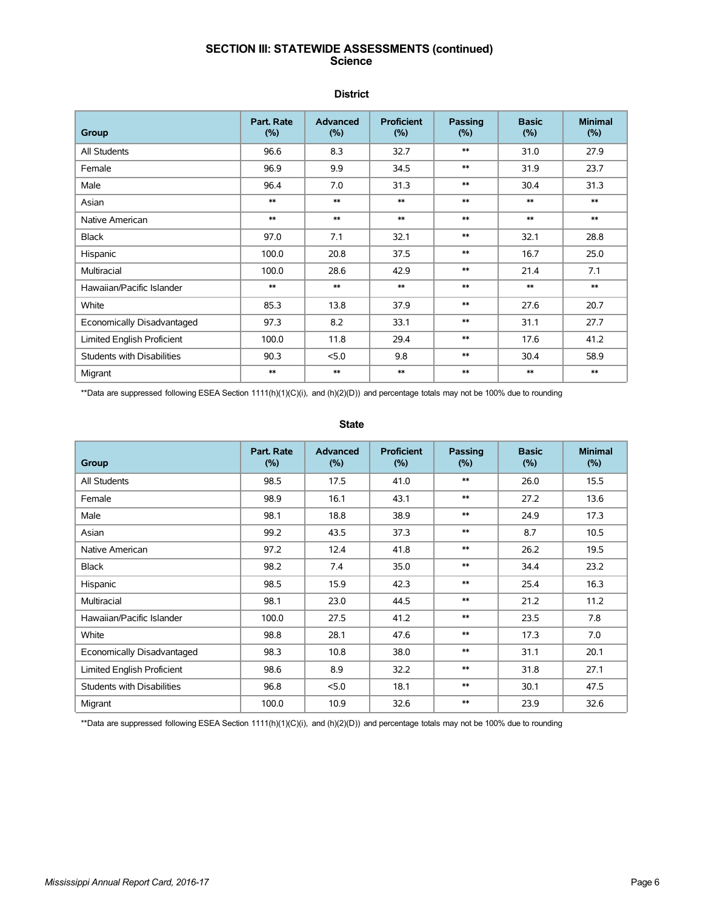# SECTION III: STATEWIDE ASSESSMENTS (continued)
## Science

### District

| Group | Part. Rate (%) | Advanced (%) | Proficient (%) | Passing (%) | Basic (%) | Minimal (%) |
|---|---|---|---|---|---|---|
| All Students | 96.6 | 8.3 | 32.7 | ** | 31.0 | 27.9 |
| Female | 96.9 | 9.9 | 34.5 | ** | 31.9 | 23.7 |
| Male | 96.4 | 7.0 | 31.3 | ** | 30.4 | 31.3 |
| Asian | ** | ** | ** | ** | ** | ** |
| Native American | ** | ** | ** | ** | ** | ** |
| Black | 97.0 | 7.1 | 32.1 | ** | 32.1 | 28.8 |
| Hispanic | 100.0 | 20.8 | 37.5 | ** | 16.7 | 25.0 |
| Multiracial | 100.0 | 28.6 | 42.9 | ** | 21.4 | 7.1 |
| Hawaiian/Pacific Islander | ** | ** | ** | ** | ** | ** |
| White | 85.3 | 13.8 | 37.9 | ** | 27.6 | 20.7 |
| Economically Disadvantaged | 97.3 | 8.2 | 33.1 | ** | 31.1 | 27.7 |
| Limited English Proficient | 100.0 | 11.8 | 29.4 | ** | 17.6 | 41.2 |
| Students with Disabilities | 90.3 | <5.0 | 9.8 | ** | 30.4 | 58.9 |
| Migrant | ** | ** | ** | ** | ** | ** |

**Data are suppressed following ESEA Section 1111(h)(1)(C)(i), and (h)(2)(D)) and percentage totals may not be 100% due to rounding

### State

| Group | Part. Rate (%) | Advanced (%) | Proficient (%) | Passing (%) | Basic (%) | Minimal (%) |
|---|---|---|---|---|---|---|
| All Students | 98.5 | 17.5 | 41.0 | ** | 26.0 | 15.5 |
| Female | 98.9 | 16.1 | 43.1 | ** | 27.2 | 13.6 |
| Male | 98.1 | 18.8 | 38.9 | ** | 24.9 | 17.3 |
| Asian | 99.2 | 43.5 | 37.3 | ** | 8.7 | 10.5 |
| Native American | 97.2 | 12.4 | 41.8 | ** | 26.2 | 19.5 |
| Black | 98.2 | 7.4 | 35.0 | ** | 34.4 | 23.2 |
| Hispanic | 98.5 | 15.9 | 42.3 | ** | 25.4 | 16.3 |
| Multiracial | 98.1 | 23.0 | 44.5 | ** | 21.2 | 11.2 |
| Hawaiian/Pacific Islander | 100.0 | 27.5 | 41.2 | ** | 23.5 | 7.8 |
| White | 98.8 | 28.1 | 47.6 | ** | 17.3 | 7.0 |
| Economically Disadvantaged | 98.3 | 10.8 | 38.0 | ** | 31.1 | 20.1 |
| Limited English Proficient | 98.6 | 8.9 | 32.2 | ** | 31.8 | 27.1 |
| Students with Disabilities | 96.8 | <5.0 | 18.1 | ** | 30.1 | 47.5 |
| Migrant | 100.0 | 10.9 | 32.6 | ** | 23.9 | 32.6 |

**Data are suppressed following ESEA Section 1111(h)(1)(C)(i), and (h)(2)(D)) and percentage totals may not be 100% due to rounding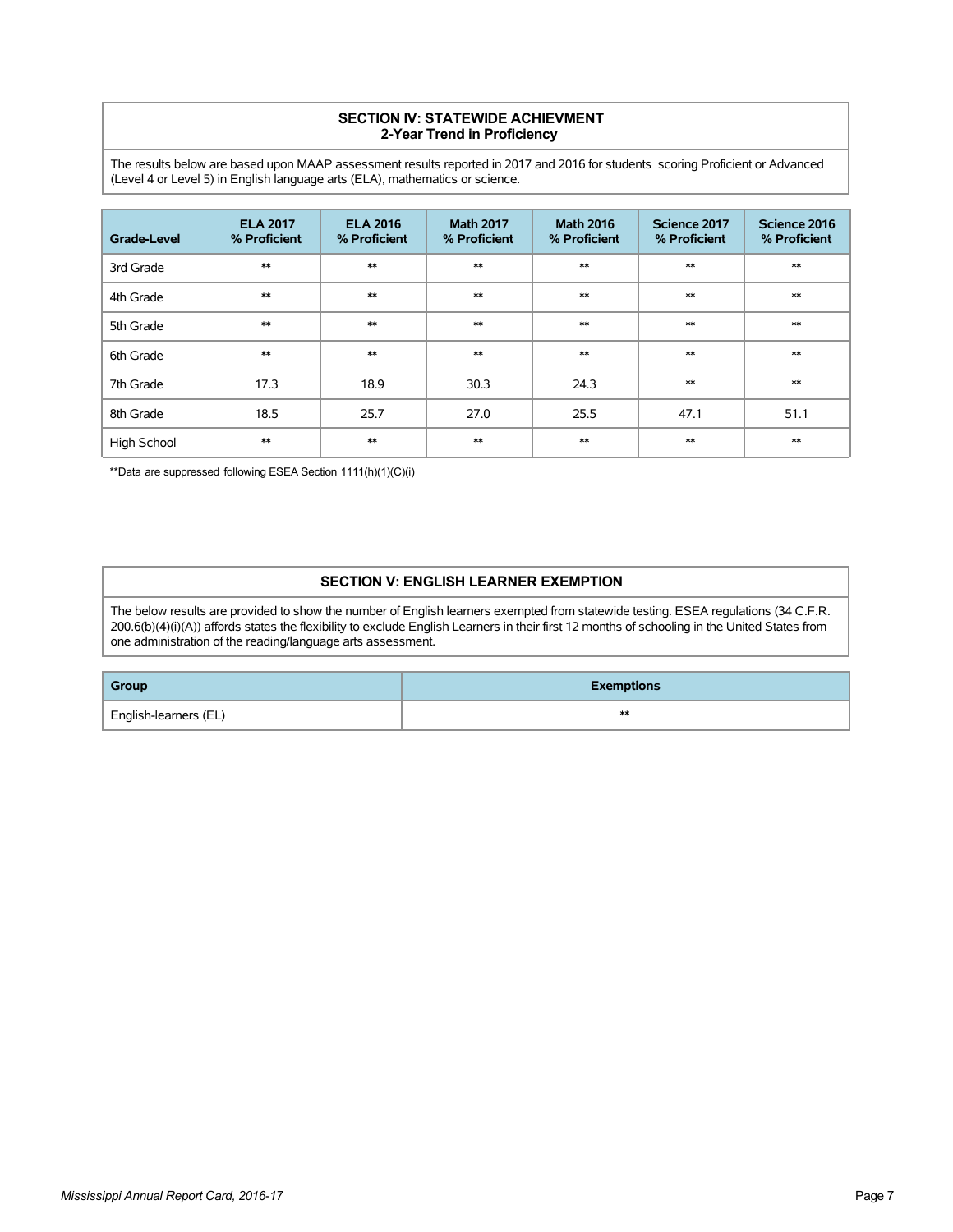## SECTION IV: STATEWIDE ACHIEVMENT
### 2-Year Trend in Proficiency

The results below are based upon MAAP assessment results reported in 2017 and 2016 for students scoring Proficient or Advanced (Level 4 or Level 5) in English language arts (ELA), mathematics or science.

| Grade-Level | ELA 2017 % Proficient | ELA 2016 % Proficient | Math 2017 % Proficient | Math 2016 % Proficient | Science 2017 % Proficient | Science 2016 % Proficient |
|---|---|---|---|---|---|---|
| 3rd Grade | ** | ** | ** | ** | ** | ** |
| 4th Grade | ** | ** | ** | ** | ** | ** |
| 5th Grade | ** | ** | ** | ** | ** | ** |
| 6th Grade | ** | ** | ** | ** | ** | ** |
| 7th Grade | 17.3 | 18.9 | 30.3 | 24.3 | ** | ** |
| 8th Grade | 18.5 | 25.7 | 27.0 | 25.5 | 47.1 | 51.1 |
| High School | ** | ** | ** | ** | ** | ** |

**Data are suppressed following ESEA Section 1111(h)(1)(C)(i)

## SECTION V: ENGLISH LEARNER EXEMPTION

The below results are provided to show the number of English learners exempted from statewide testing. ESEA regulations (34 C.F.R. 200.6(b)(4)(i)(A)) affords states the flexibility to exclude English Learners in their first 12 months of schooling in the United States from one administration of the reading/language arts assessment.

| Group | Exemptions |
|---|---|
| English-learners (EL) | ** |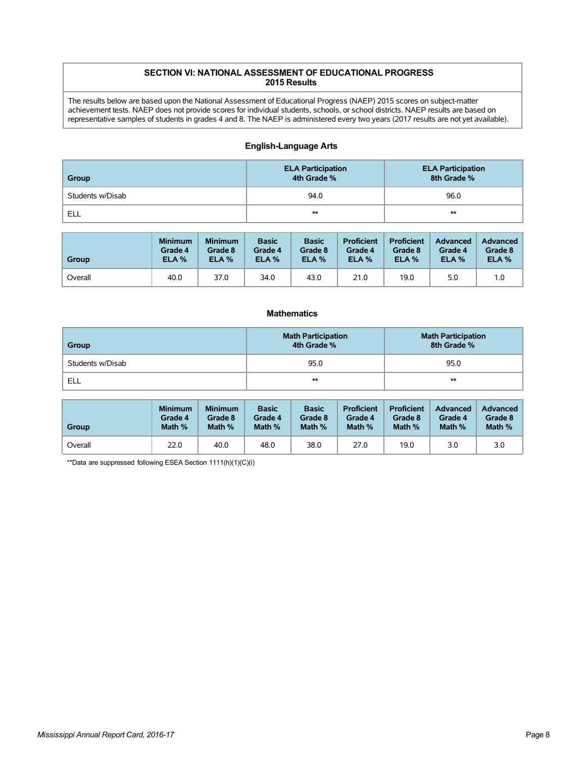## SECTION VI: NATIONAL ASSESSMENT OF EDUCATIONAL PROGRESS
## 2015 Results

The results below are based upon the National Assessment of Educational Progress (NAEP) 2015 scores on subject-matter achievement tests. NAEP does not provide scores for individual students, schools, or school districts. NAEP results are based on representative samples of students in grades 4 and 8. The NAEP is administered every two years (2017 results are not yet available).

### English-Language Arts

| Group | ELA Participation 4th Grade % | ELA Participation 8th Grade % |
|---|---|---|
| Students w/Disab | 94.0 | 96.0 |
| ELL | ** | ** |

| Group | Minimum Grade 4 ELA % | Minimum Grade 8 ELA % | Basic Grade 4 ELA % | Basic Grade 8 ELA % | Proficient Grade 4 ELA % | Proficient Grade 8 ELA % | Advanced Grade 4 ELA % | Advanced Grade 8 ELA % |
|---|---|---|---|---|---|---|---|---|
| Overall | 40.0 | 37.0 | 34.0 | 43.0 | 21.0 | 19.0 | 5.0 | 1.0 |

### Mathematics

| Group | Math Participation 4th Grade % | Math Participation 8th Grade % |
|---|---|---|
| Students w/Disab | 95.0 | 95.0 |
| ELL | ** | ** |

| Group | Minimum Grade 4 Math % | Minimum Grade 8 Math % | Basic Grade 4 Math % | Basic Grade 8 Math % | Proficient Grade 4 Math % | Proficient Grade 8 Math % | Advanced Grade 4 Math % | Advanced Grade 8 Math % |
|---|---|---|---|---|---|---|---|---|
| Overall | 22.0 | 40.0 | 48.0 | 38.0 | 27.0 | 19.0 | 3.0 | 3.0 |

**Data are suppressed following ESEA Section 1111(h)(1)(C)(i)